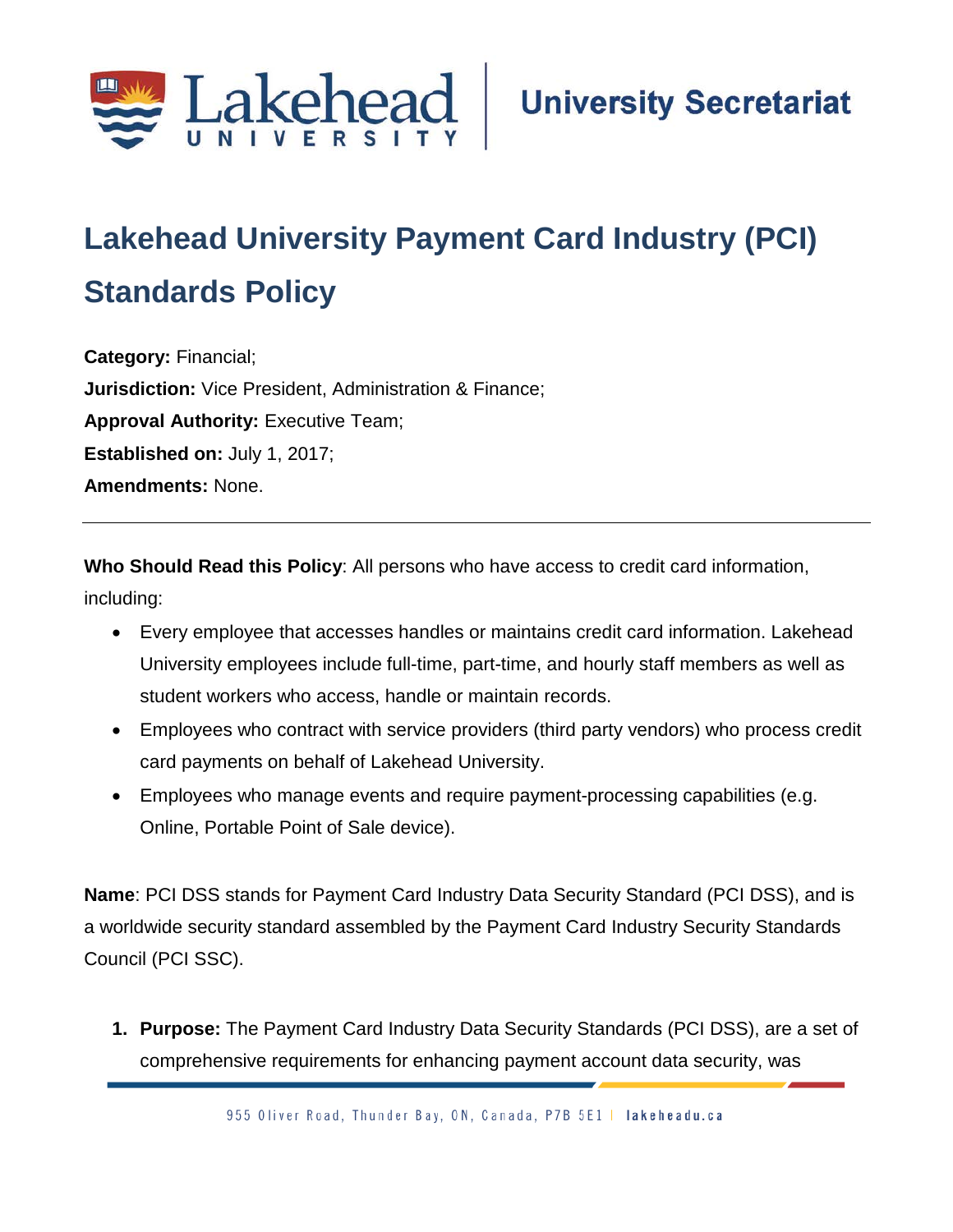# Lakehead University Payment Card Industry (PCI) Standards Policy

**Category:** Financial;
**Jurisdiction:** Vice President, Administration & Finance;
**Approval Authority:** Executive Team;
**Established on:** July 1, 2017;
**Amendments:** None.

---

**Who Should Read this Policy**: All persons who have access to credit card information, including:

- Every employee that accesses handles or maintains credit card information. Lakehead University employees include full-time, part-time, and hourly staff members as well as student workers who access, handle or maintain records.
- Employees who contract with service providers (third party vendors) who process credit card payments on behalf of Lakehead University.
- Employees who manage events and require payment-processing capabilities (e.g. Online, Portable Point of Sale device).

**Name**: PCI DSS stands for Payment Card Industry Data Security Standard (PCI DSS), and is a worldwide security standard assembled by the Payment Card Industry Security Standards Council (PCI SSC).

1. **Purpose:** The Payment Card Industry Data Security Standards (PCI DSS), are a set of comprehensive requirements for enhancing payment account data security, was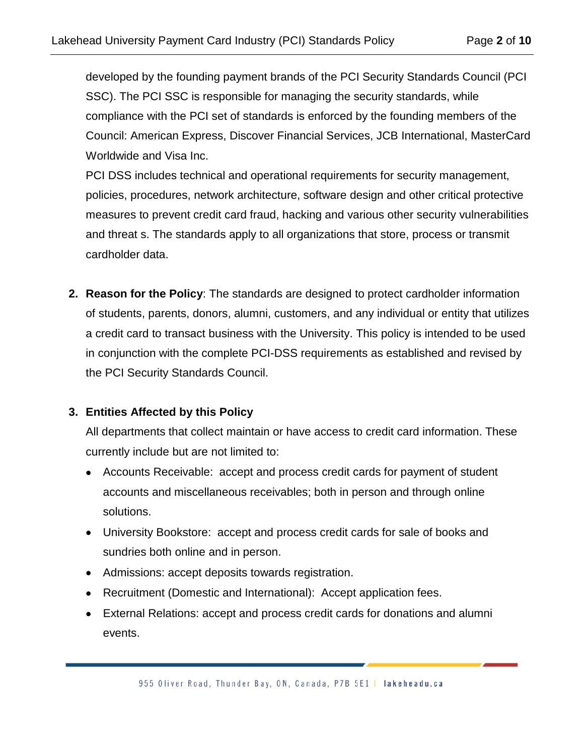developed by the founding payment brands of the PCI Security Standards Council (PCI SSC). The PCI SSC is responsible for managing the security standards, while compliance with the PCI set of standards is enforced by the founding members of the Council: American Express, Discover Financial Services, JCB International, MasterCard Worldwide and Visa Inc.

PCI DSS includes technical and operational requirements for security management, policies, procedures, network architecture, software design and other critical protective measures to prevent credit card fraud, hacking and various other security vulnerabilities and threat s. The standards apply to all organizations that store, process or transmit cardholder data.

2. **Reason for the Policy**: The standards are designed to protect cardholder information of students, parents, donors, alumni, customers, and any individual or entity that utilizes a credit card to transact business with the University. This policy is intended to be used in conjunction with the complete PCI-DSS requirements as established and revised by the PCI Security Standards Council.

3. **Entities Affected by this Policy**

   All departments that collect maintain or have access to credit card information. These currently include but are not limited to:

   - Accounts Receivable: accept and process credit cards for payment of student accounts and miscellaneous receivables; both in person and through online solutions.
   - University Bookstore: accept and process credit cards for sale of books and sundries both online and in person.
   - Admissions: accept deposits towards registration.
   - Recruitment (Domestic and International): Accept application fees.
   - External Relations: accept and process credit cards for donations and alumni events.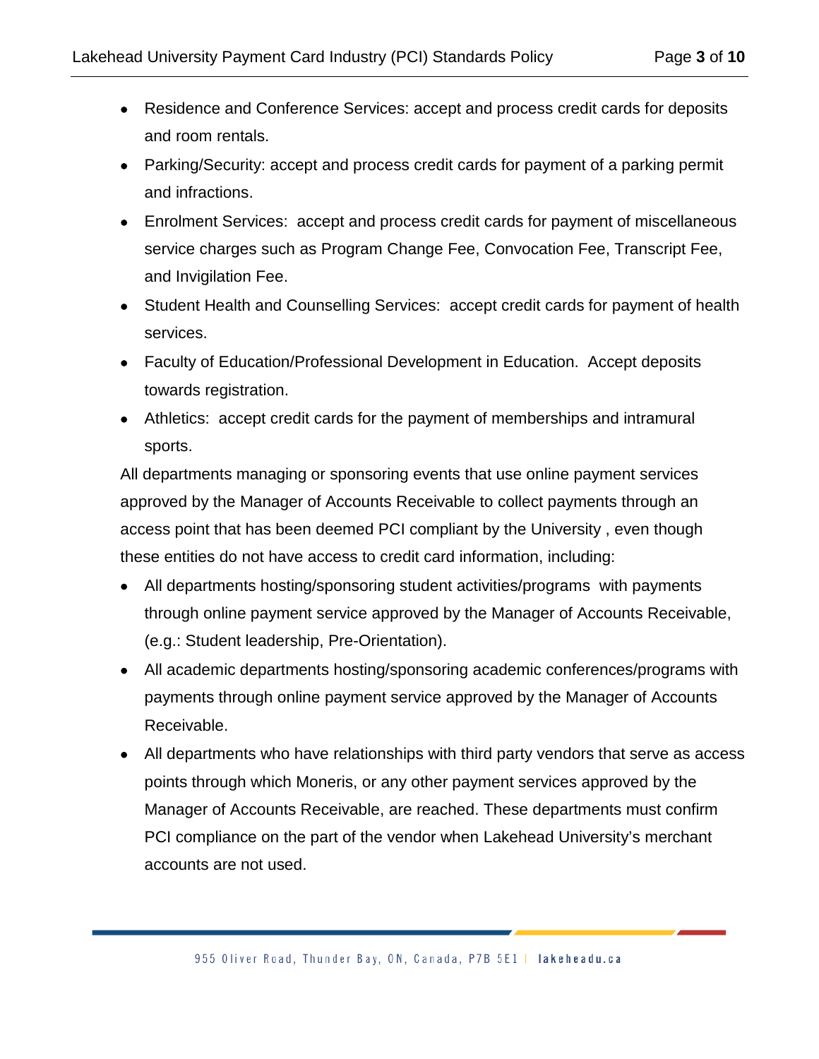- Residence and Conference Services: accept and process credit cards for deposits and room rentals.
- Parking/Security: accept and process credit cards for payment of a parking permit and infractions.
- Enrolment Services: accept and process credit cards for payment of miscellaneous service charges such as Program Change Fee, Convocation Fee, Transcript Fee, and Invigilation Fee.
- Student Health and Counselling Services: accept credit cards for payment of health services.
- Faculty of Education/Professional Development in Education. Accept deposits towards registration.
- Athletics: accept credit cards for the payment of memberships and intramural sports.

All departments managing or sponsoring events that use online payment services approved by the Manager of Accounts Receivable to collect payments through an access point that has been deemed PCI compliant by the University , even though these entities do not have access to credit card information, including:

- All departments hosting/sponsoring student activities/programs with payments through online payment service approved by the Manager of Accounts Receivable, (e.g.: Student leadership, Pre-Orientation).
- All academic departments hosting/sponsoring academic conferences/programs with payments through online payment service approved by the Manager of Accounts Receivable.
- All departments who have relationships with third party vendors that serve as access points through which Moneris, or any other payment services approved by the Manager of Accounts Receivable, are reached. These departments must confirm PCI compliance on the part of the vendor when Lakehead University's merchant accounts are not used.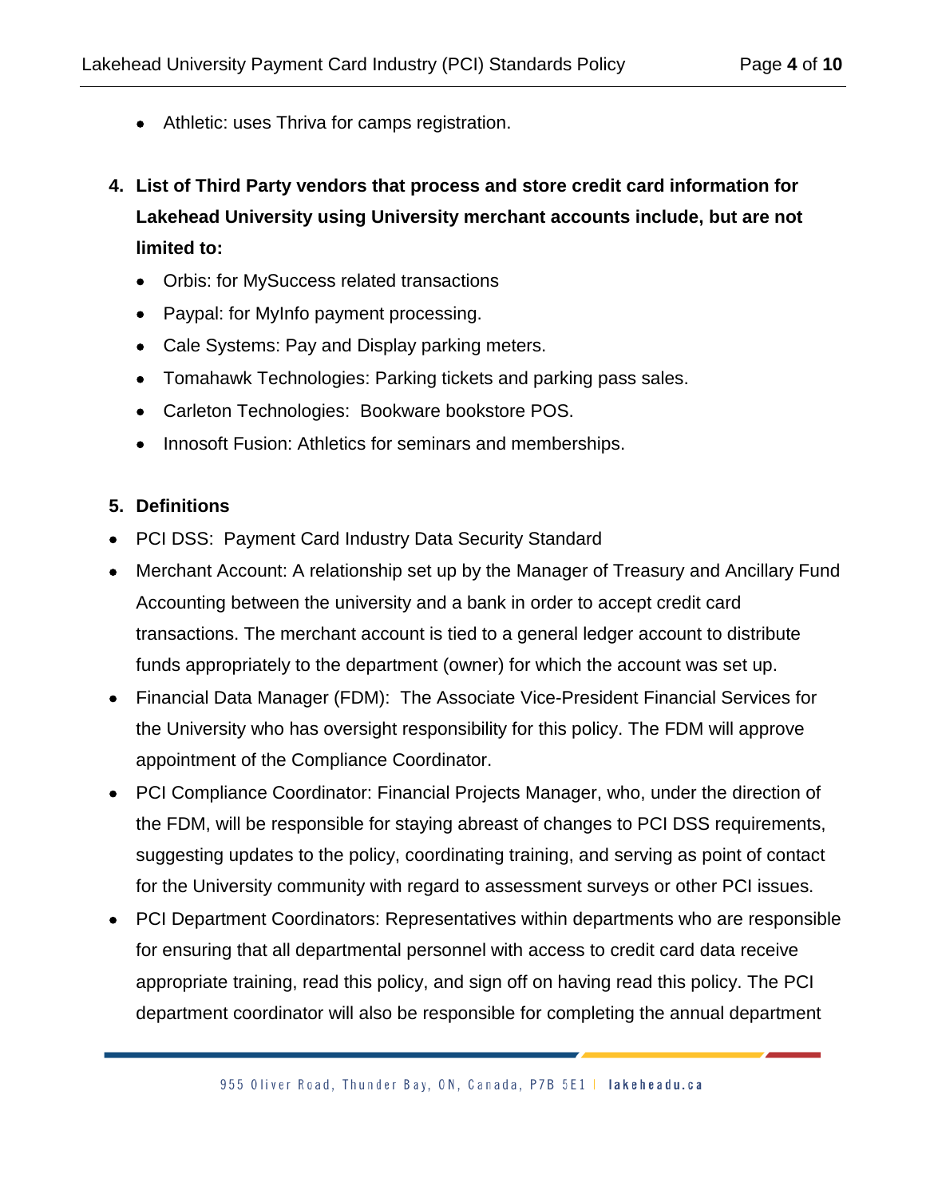- Athletic: uses Thriva for camps registration.

4. **List of Third Party vendors that process and store credit card information for Lakehead University using University merchant accounts include, but are not limited to:**
   - Orbis: for MySuccess related transactions
   - Paypal: for MyInfo payment processing.
   - Cale Systems: Pay and Display parking meters.
   - Tomahawk Technologies: Parking tickets and parking pass sales.
   - Carleton Technologies: Bookware bookstore POS.
   - Innosoft Fusion: Athletics for seminars and memberships.

5. **Definitions**

- PCI DSS: Payment Card Industry Data Security Standard
- Merchant Account: A relationship set up by the Manager of Treasury and Ancillary Fund Accounting between the university and a bank in order to accept credit card transactions. The merchant account is tied to a general ledger account to distribute funds appropriately to the department (owner) for which the account was set up.
- Financial Data Manager (FDM): The Associate Vice-President Financial Services for the University who has oversight responsibility for this policy. The FDM will approve appointment of the Compliance Coordinator.
- PCI Compliance Coordinator: Financial Projects Manager, who, under the direction of the FDM, will be responsible for staying abreast of changes to PCI DSS requirements, suggesting updates to the policy, coordinating training, and serving as point of contact for the University community with regard to assessment surveys or other PCI issues.
- PCI Department Coordinators: Representatives within departments who are responsible for ensuring that all departmental personnel with access to credit card data receive appropriate training, read this policy, and sign off on having read this policy. The PCI department coordinator will also be responsible for completing the annual department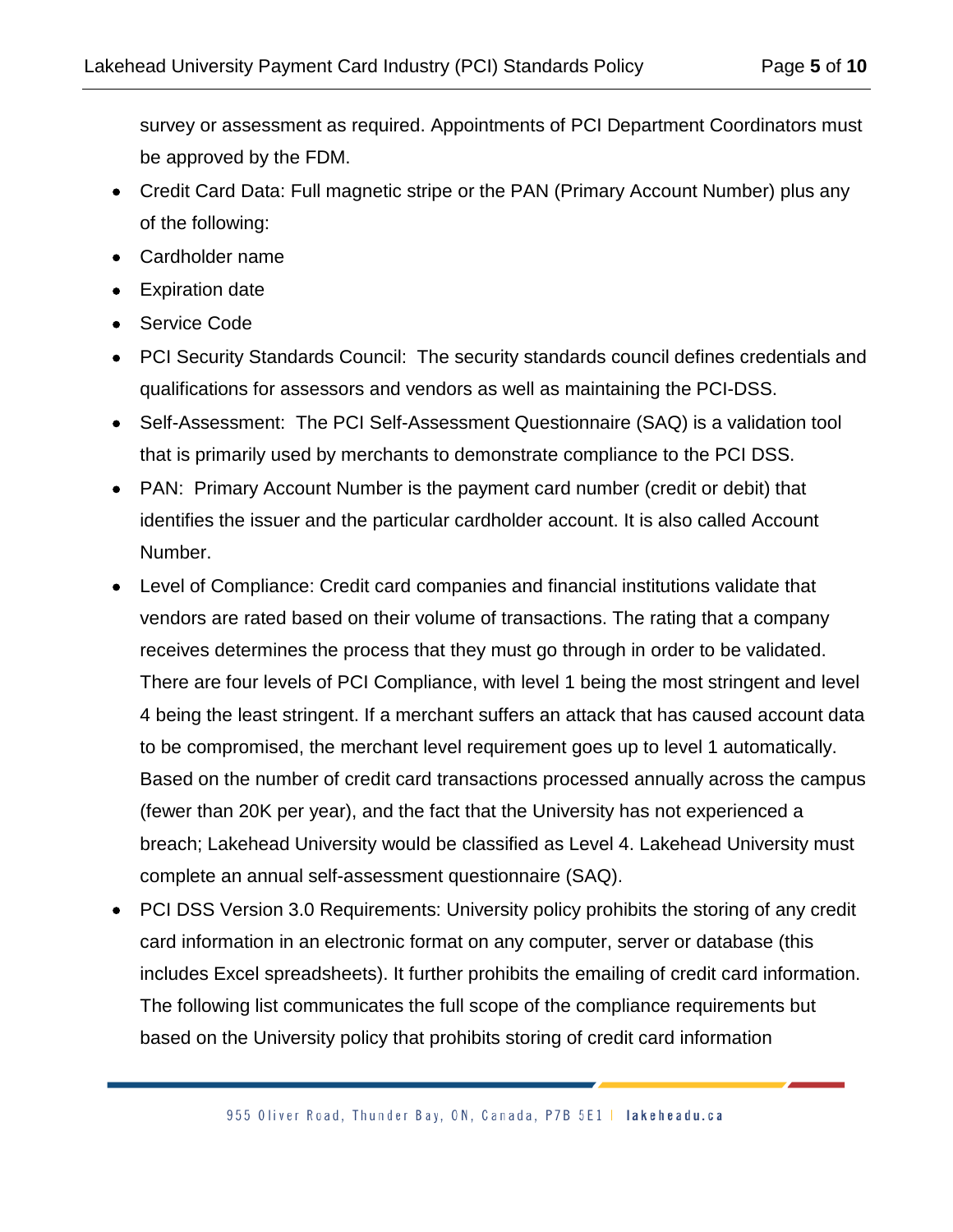survey or assessment as required. Appointments of PCI Department Coordinators must be approved by the FDM.

- Credit Card Data: Full magnetic stripe or the PAN (Primary Account Number) plus any of the following:
- Cardholder name
- Expiration date
- Service Code
- PCI Security Standards Council: The security standards council defines credentials and qualifications for assessors and vendors as well as maintaining the PCI-DSS.
- Self-Assessment: The PCI Self-Assessment Questionnaire (SAQ) is a validation tool that is primarily used by merchants to demonstrate compliance to the PCI DSS.
- PAN: Primary Account Number is the payment card number (credit or debit) that identifies the issuer and the particular cardholder account. It is also called Account Number.
- Level of Compliance: Credit card companies and financial institutions validate that vendors are rated based on their volume of transactions. The rating that a company receives determines the process that they must go through in order to be validated. There are four levels of PCI Compliance, with level 1 being the most stringent and level 4 being the least stringent. If a merchant suffers an attack that has caused account data to be compromised, the merchant level requirement goes up to level 1 automatically. Based on the number of credit card transactions processed annually across the campus (fewer than 20K per year), and the fact that the University has not experienced a breach; Lakehead University would be classified as Level 4. Lakehead University must complete an annual self-assessment questionnaire (SAQ).
- PCI DSS Version 3.0 Requirements: University policy prohibits the storing of any credit card information in an electronic format on any computer, server or database (this includes Excel spreadsheets). It further prohibits the emailing of credit card information. The following list communicates the full scope of the compliance requirements but based on the University policy that prohibits storing of credit card information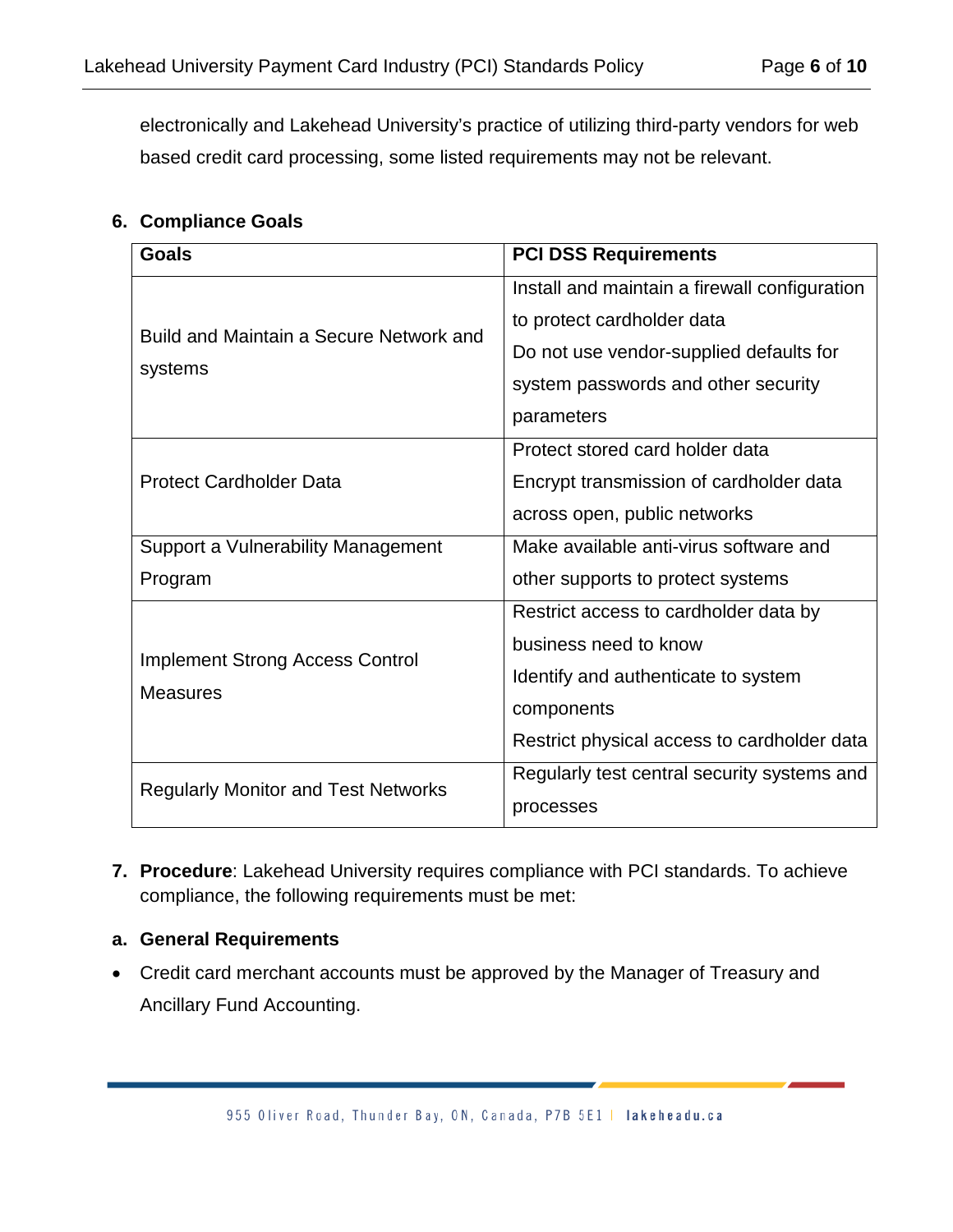electronically and Lakehead University's practice of utilizing third-party vendors for web based credit card processing, some listed requirements may not be relevant.

## 6. Compliance Goals

| Goals | PCI DSS Requirements |
| --- | --- |
| Build and Maintain a Secure Network and systems | Install and maintain a firewall configuration to protect cardholder data<br>Do not use vendor-supplied defaults for system passwords and other security parameters |
| Protect Cardholder Data | Protect stored card holder data<br>Encrypt transmission of cardholder data across open, public networks |
| Support a Vulnerability Management Program | Make available anti-virus software and other supports to protect systems |
| Implement Strong Access Control Measures | Restrict access to cardholder data by business need to know<br>Identify and authenticate to system components<br>Restrict physical access to cardholder data |
| Regularly Monitor and Test Networks | Regularly test central security systems and processes |

## 7. Procedure

**7. Procedure**: Lakehead University requires compliance with PCI standards. To achieve compliance, the following requirements must be met:

### a. General Requirements

- Credit card merchant accounts must be approved by the Manager of Treasury and Ancillary Fund Accounting.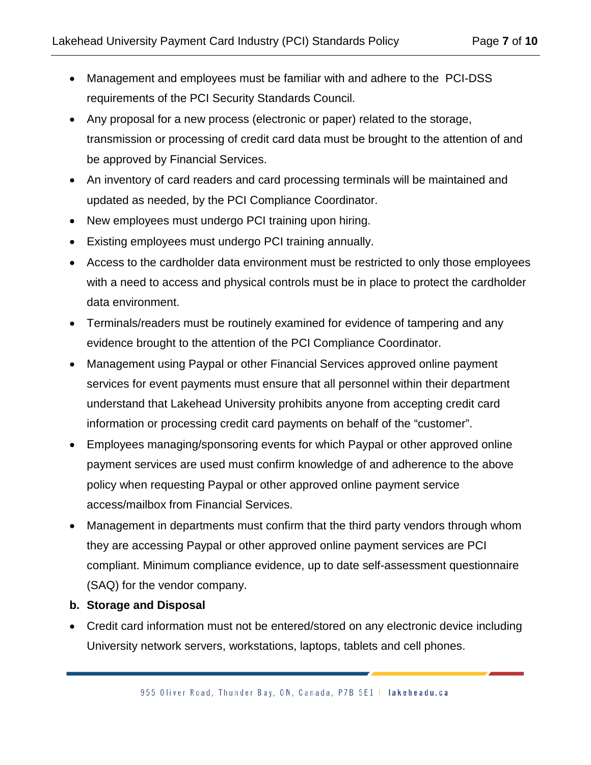- Management and employees must be familiar with and adhere to the PCI-DSS requirements of the PCI Security Standards Council.
- Any proposal for a new process (electronic or paper) related to the storage, transmission or processing of credit card data must be brought to the attention of and be approved by Financial Services.
- An inventory of card readers and card processing terminals will be maintained and updated as needed, by the PCI Compliance Coordinator.
- New employees must undergo PCI training upon hiring.
- Existing employees must undergo PCI training annually.
- Access to the cardholder data environment must be restricted to only those employees with a need to access and physical controls must be in place to protect the cardholder data environment.
- Terminals/readers must be routinely examined for evidence of tampering and any evidence brought to the attention of the PCI Compliance Coordinator.
- Management using Paypal or other Financial Services approved online payment services for event payments must ensure that all personnel within their department understand that Lakehead University prohibits anyone from accepting credit card information or processing credit card payments on behalf of the “customer”.
- Employees managing/sponsoring events for which Paypal or other approved online payment services are used must confirm knowledge of and adherence to the above policy when requesting Paypal or other approved online payment service access/mailbox from Financial Services.
- Management in departments must confirm that the third party vendors through whom they are accessing Paypal or other approved online payment services are PCI compliant. Minimum compliance evidence, up to date self-assessment questionnaire (SAQ) for the vendor company.

**b. Storage and Disposal**

- Credit card information must not be entered/stored on any electronic device including University network servers, workstations, laptops, tablets and cell phones.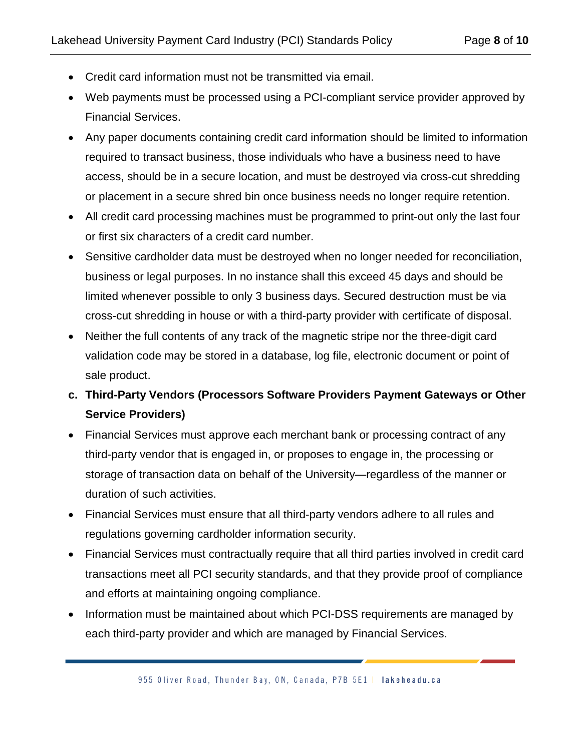- Credit card information must not be transmitted via email.
- Web payments must be processed using a PCI-compliant service provider approved by Financial Services.
- Any paper documents containing credit card information should be limited to information required to transact business, those individuals who have a business need to have access, should be in a secure location, and must be destroyed via cross-cut shredding or placement in a secure shred bin once business needs no longer require retention.
- All credit card processing machines must be programmed to print-out only the last four or first six characters of a credit card number.
- Sensitive cardholder data must be destroyed when no longer needed for reconciliation, business or legal purposes. In no instance shall this exceed 45 days and should be limited whenever possible to only 3 business days. Secured destruction must be via cross-cut shredding in house or with a third-party provider with certificate of disposal.
- Neither the full contents of any track of the magnetic stripe nor the three-digit card validation code may be stored in a database, log file, electronic document or point of sale product.

**c. Third-Party Vendors (Processors Software Providers Payment Gateways or Other Service Providers)**

- Financial Services must approve each merchant bank or processing contract of any third-party vendor that is engaged in, or proposes to engage in, the processing or storage of transaction data on behalf of the University—regardless of the manner or duration of such activities.
- Financial Services must ensure that all third-party vendors adhere to all rules and regulations governing cardholder information security.
- Financial Services must contractually require that all third parties involved in credit card transactions meet all PCI security standards, and that they provide proof of compliance and efforts at maintaining ongoing compliance.
- Information must be maintained about which PCI-DSS requirements are managed by each third-party provider and which are managed by Financial Services.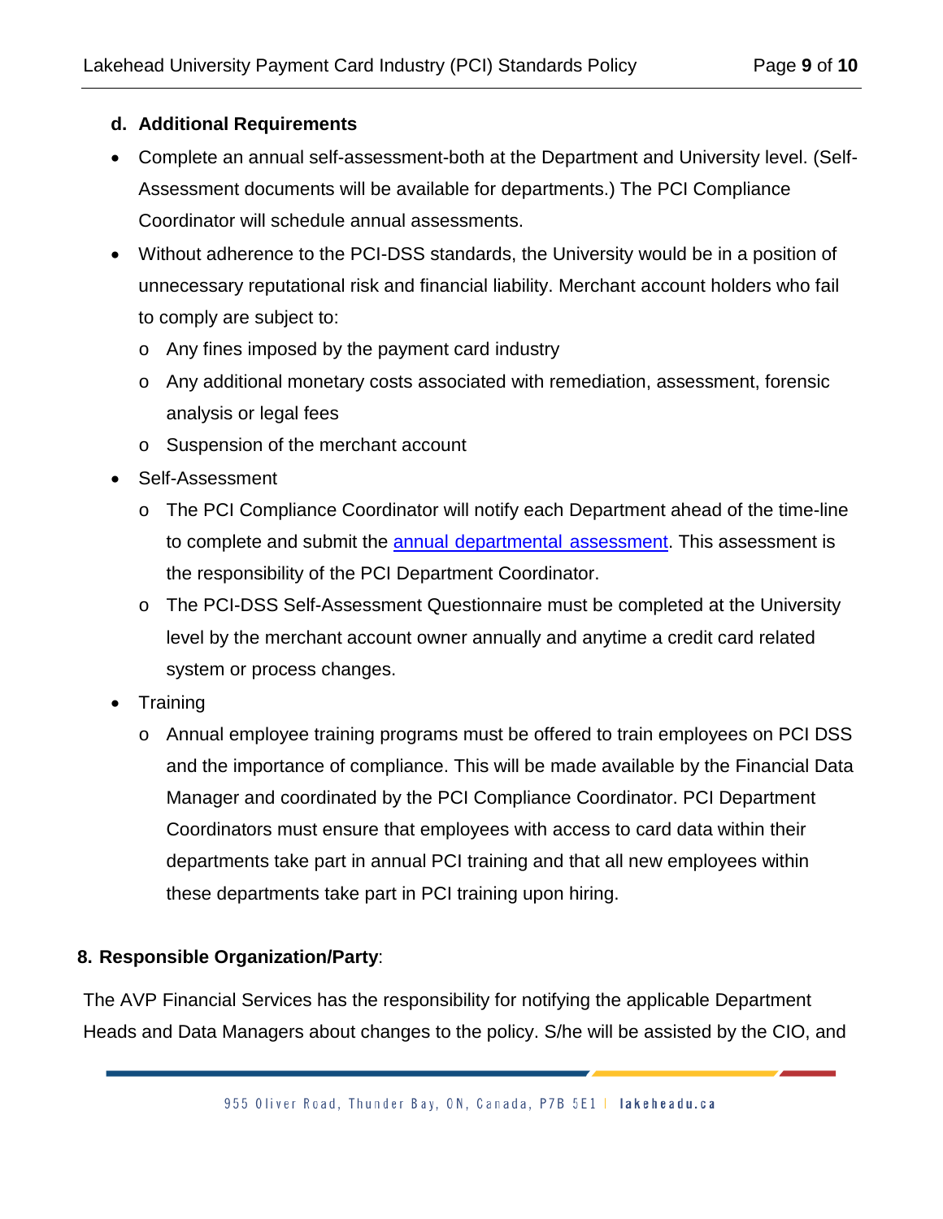**d. Additional Requirements**

- Complete an annual self-assessment-both at the Department and University level. (Self-Assessment documents will be available for departments.) The PCI Compliance Coordinator will schedule annual assessments.
- Without adherence to the PCI-DSS standards, the University would be in a position of unnecessary reputational risk and financial liability. Merchant account holders who fail to comply are subject to:
  - Any fines imposed by the payment card industry
  - Any additional monetary costs associated with remediation, assessment, forensic analysis or legal fees
  - Suspension of the merchant account
- Self-Assessment
  - The PCI Compliance Coordinator will notify each Department ahead of the time-line to complete and submit the annual departmental assessment. This assessment is the responsibility of the PCI Department Coordinator.
  - The PCI-DSS Self-Assessment Questionnaire must be completed at the University level by the merchant account owner annually and anytime a credit card related system or process changes.
- Training
  - Annual employee training programs must be offered to train employees on PCI DSS and the importance of compliance. This will be made available by the Financial Data Manager and coordinated by the PCI Compliance Coordinator. PCI Department Coordinators must ensure that employees with access to card data within their departments take part in annual PCI training and that all new employees within these departments take part in PCI training upon hiring.

## 8. Responsible Organization/Party:

The AVP Financial Services has the responsibility for notifying the applicable Department Heads and Data Managers about changes to the policy. S/he will be assisted by the CIO, and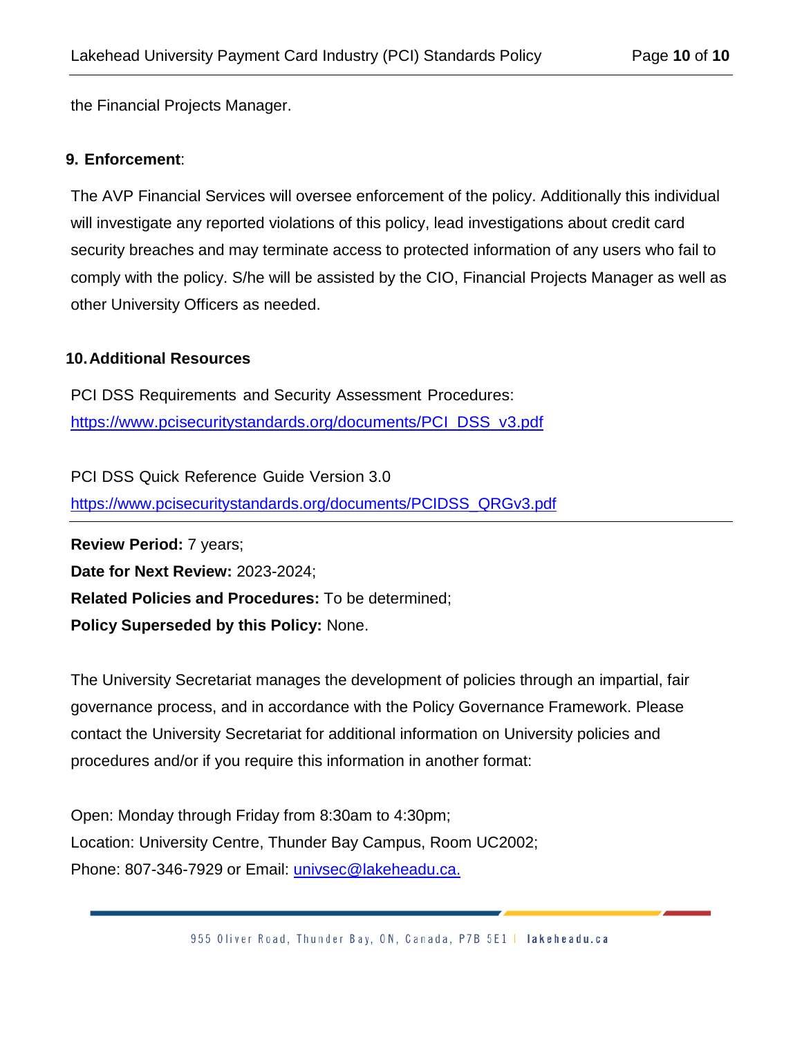the Financial Projects Manager.

## 9. Enforcement:

The AVP Financial Services will oversee enforcement of the policy. Additionally this individual will investigate any reported violations of this policy, lead investigations about credit card security breaches and may terminate access to protected information of any users who fail to comply with the policy. S/he will be assisted by the CIO, Financial Projects Manager as well as other University Officers as needed.

## 10. Additional Resources

PCI DSS Requirements and Security Assessment Procedures:
https://www.pcisecuritystandards.org/documents/PCI_DSS_v3.pdf

PCI DSS Quick Reference Guide Version 3.0
https://www.pcisecuritystandards.org/documents/PCIDSS_QRGv3.pdf

---

**Review Period:** 7 years;
**Date for Next Review:** 2023-2024;
**Related Policies and Procedures:** To be determined;
**Policy Superseded by this Policy:** None.

The University Secretariat manages the development of policies through an impartial, fair governance process, and in accordance with the Policy Governance Framework. Please contact the University Secretariat for additional information on University policies and procedures and/or if you require this information in another format:

Open: Monday through Friday from 8:30am to 4:30pm;
Location: University Centre, Thunder Bay Campus, Room UC2002;
Phone: 807-346-7929 or Email: univsec@lakeheadu.ca.

955 Oliver Road, Thunder Bay, ON, Canada, P7B 5E1 | lakeheadu.ca